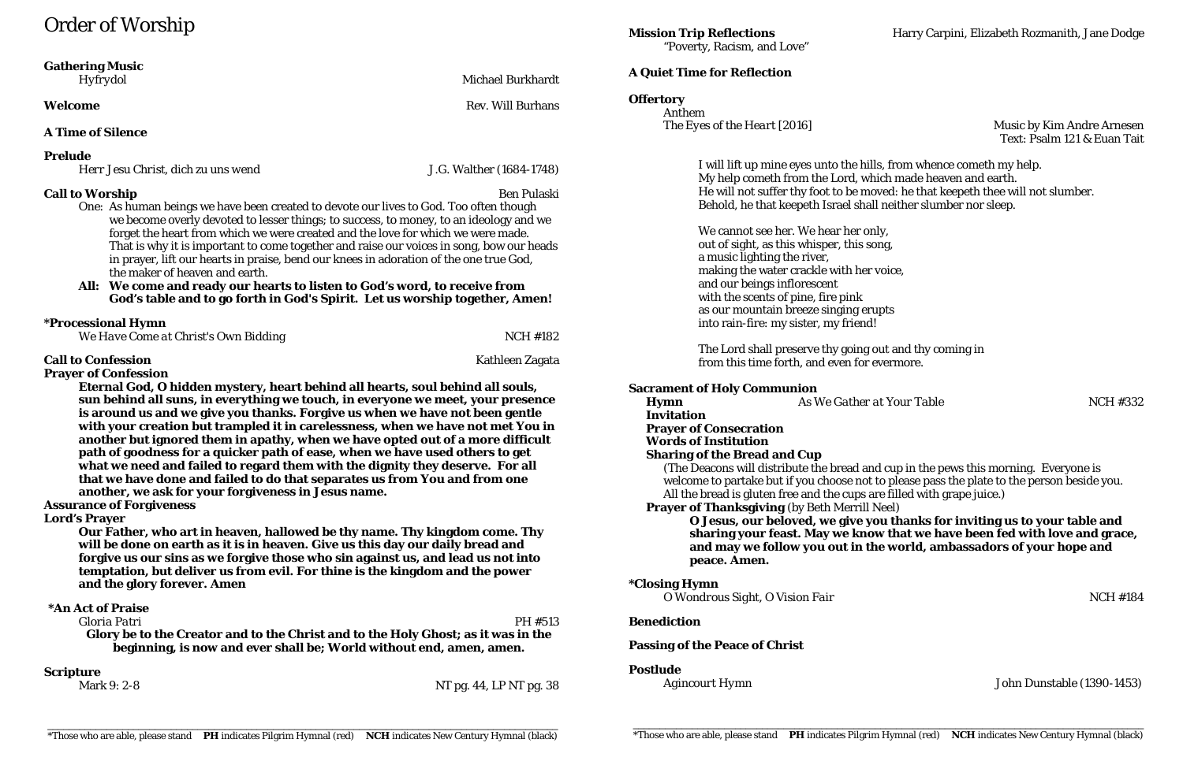# Order of Worship

**Gathering Music**
Hyfrydol — Michael Burkhardt

**Welcome** — Rev. Will Burhans

**A Time of Silence**

**Prelude**
Herr Jesu Christ, dich zu uns wend — J.G. Walther (1684-1748)

**Call to Worship** — Ben Pulaski

One: As human beings we have been created to devote our lives to God. Too often though we become overly devoted to lesser things; to success, to money, to an ideology and we forget the heart from which we were created and the love for which we were made. That is why it is important to come together and raise our voices in song, bow our heads in prayer, lift our hearts in praise, bend our knees in adoration of the one true God, the maker of heaven and earth.

**All: We come and ready our hearts to listen to God's word, to receive from God's table and to go forth in God's Spirit. Let us worship together, Amen!**

**\*Processional Hymn**
*We Have Come at Christ's Own Bidding* — NCH #182

**Call to Confession** — Kathleen Zagata

**Prayer of Confession**

**Eternal God, O hidden mystery, heart behind all hearts, soul behind all souls, sun behind all suns, in everything we touch, in everyone we meet, your presence is around us and we give you thanks. Forgive us when we have not been gentle with your creation but trampled it in carelessness, when we have not met You in another but ignored them in apathy, when we have opted out of a more difficult path of goodness for a quicker path of ease, when we have used others to get what we need and failed to regard them with the dignity they deserve. For all that we have done and failed to do that separates us from You and from one another, we ask for your forgiveness in Jesus name.**

**Assurance of Forgiveness**

**Lord's Prayer**

**Our Father, who art in heaven, hallowed be thy name. Thy kingdom come. Thy will be done on earth as it is in heaven. Give us this day our daily bread and forgive us our sins as we forgive those who sin against us, and lead us not into temptation, but deliver us from evil. For thine is the kingdom and the power and the glory forever. Amen**

**\*An Act of Praise**
Gloria Patri — PH #513

**Glory be to the Creator and to the Christ and to the Holy Ghost; as it was in the beginning, is now and ever shall be; World without end, amen, amen.**

**Scripture**
Mark 9: 2-8 — NT pg. 44, LP NT pg. 38

**Mission Trip Reflections** — Harry Carpini, Elizabeth Rozmanith, Jane Dodge
"Poverty, Racism, and Love"

**A Quiet Time for Reflection**

**Offertory**
Anthem
*The Eyes of the Heart* [2016] — Music by Kim Andre Arnesen, Text: Psalm 121 & Euan Tait

I will lift up mine eyes unto the hills, from whence cometh my help.
My help cometh from the Lord, which made heaven and earth.
He will not suffer thy foot to be moved: he that keepeth thee will not slumber.
Behold, he that keepeth Israel shall neither slumber nor sleep.

We cannot see her. We hear her only,
out of sight, as this whisper, this song,
a music lighting the river,
making the water crackle with her voice,
and our beings inflorescent
with the scents of pine, fire pink
as our mountain breeze singing erupts
into rain-fire: my sister, my friend!

The Lord shall preserve thy going out and thy coming in
from this time forth, and even for evermore.

**Sacrament of Holy Communion**

**Hymn** — *As We Gather at Your Table* — NCH #332

**Invitation**

**Prayer of Consecration**

**Words of Institution**

**Sharing of the Bread and Cup**

(The Deacons will distribute the bread and cup in the pews this morning. Everyone is welcome to partake but if you choose not to please pass the plate to the person beside you. All the bread is gluten free and the cups are filled with grape juice.)

**Prayer of Thanksgiving** (by Beth Merrill Neel)

**O Jesus, our beloved, we give you thanks for inviting us to your table and sharing your feast. May we know that we have been fed with love and grace, and may we follow you out in the world, ambassadors of your hope and peace. Amen.**

**\*Closing Hymn**
*O Wondrous Sight, O Vision Fair* — NCH #184

**Benediction**

**Passing of the Peace of Christ**

**Postlude**
Agincourt Hymn — John Dunstable (1390-1453)

\*Those who are able, please stand **PH** indicates Pilgrim Hymnal (red) **NCH** indicates New Century Hymnal (black)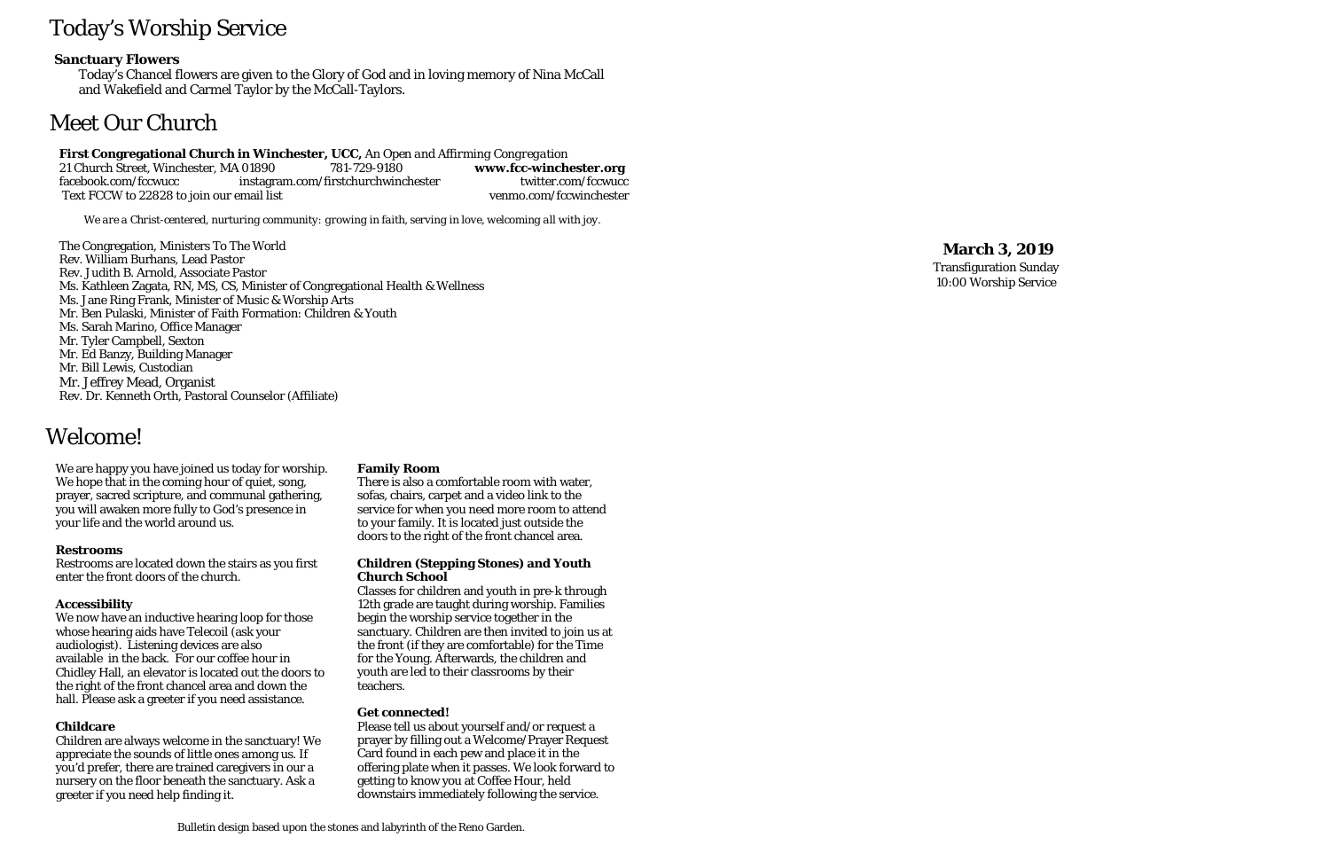# Today's Worship Service

**Sanctuary Flowers**

Today's Chancel flowers are given to the Glory of God and in loving memory of Nina McCall and Wakefield and Carmel Taylor by the McCall-Taylors.

# Meet Our Church

**First Congregational Church in Winchester, UCC,** *An Open and Affirming Congregation*
21 Church Street, Winchester, MA 01890 781-729-9180 **www.fcc-winchester.org**
facebook.com/fccwucc instagram.com/firstchurchwinchester twitter.com/fccwucc
Text FCCW to 22828 to join our email list venmo.com/fccwinchester

*We are a Christ-centered, nurturing community: growing in faith, serving in love, welcoming all with joy.*

The Congregation, Ministers To The World
Rev. William Burhans, Lead Pastor
Rev. Judith B. Arnold, Associate Pastor
Ms. Kathleen Zagata, RN, MS, CS, Minister of Congregational Health & Wellness
Ms. Jane Ring Frank, Minister of Music & Worship Arts
Mr. Ben Pulaski, Minister of Faith Formation: Children & Youth
Ms. Sarah Marino, Office Manager
Mr. Tyler Campbell, Sexton
Mr. Ed Banzy, Building Manager
Mr. Bill Lewis, Custodian
Mr. Jeffrey Mead, Organist
Rev. Dr. Kenneth Orth, Pastoral Counselor (Affiliate)

# Welcome!

We are happy you have joined us today for worship. We hope that in the coming hour of quiet, song, prayer, sacred scripture, and communal gathering, you will awaken more fully to God's presence in your life and the world around us.

**Restrooms**
Restrooms are located down the stairs as you first enter the front doors of the church.

**Accessibility**
We now have an inductive hearing loop for those whose hearing aids have Telecoil (ask your audiologist). Listening devices are also available in the back. For our coffee hour in Chidley Hall, an elevator is located out the doors to the right of the front chancel area and down the hall. Please ask a greeter if you need assistance.

**Childcare**
Children are always welcome in the sanctuary! We appreciate the sounds of little ones among us. If you'd prefer, there are trained caregivers in our a nursery on the floor beneath the sanctuary. Ask a greeter if you need help finding it.

**Family Room**
There is also a comfortable room with water, sofas, chairs, carpet and a video link to the service for when you need more room to attend to your family. It is located just outside the doors to the right of the front chancel area.

**Children (Stepping Stones) and Youth Church School**
Classes for children and youth in pre-k through 12th grade are taught during worship. Families begin the worship service together in the sanctuary. Children are then invited to join us at the front (if they are comfortable) for the Time for the Young. Afterwards, the children and youth are led to their classrooms by their teachers.

**Get connected!**
Please tell us about yourself and/or request a prayer by filling out a Welcome/Prayer Request Card found in each pew and place it in the offering plate when it passes. We look forward to getting to know you at Coffee Hour, held downstairs immediately following the service.

Bulletin design based upon the stones and labyrinth of the Reno Garden.

**March 3, 2019**
Transfiguration Sunday
10:00 Worship Service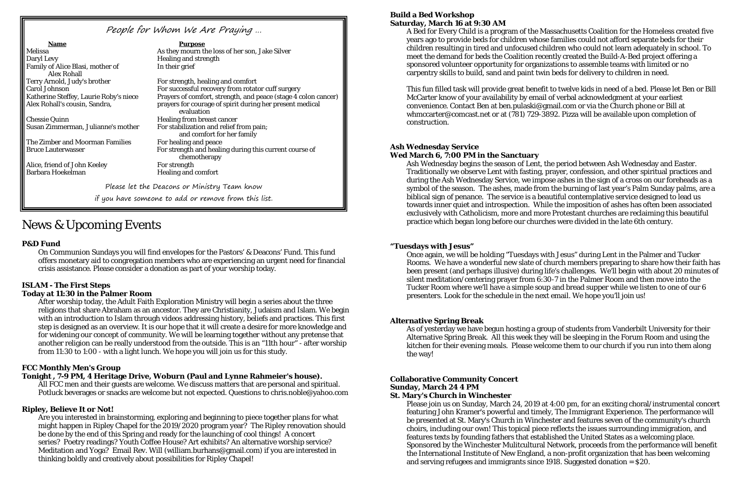## People for Whom We Are Praying …

| Name | Purpose |
|---|---|
| Melissa | As they mourn the loss of her son, Jake Silver |
| Daryl Levy | Healing and strength |
| Family of Alice Blasi, mother of Alex Rohall | In their grief |
| Terry Arnold, Judy's brother | For strength, healing and comfort |
| Carol Johnson | For successful recovery from rotator cuff surgery |
| Katherine Steffey, Laurie Roby's niece | Prayers of comfort, strength, and peace (stage 4 colon cancer) |
| Alex Rohall's cousin, Sandra, | prayers for courage of spirit during her present medical evaluation |
| Chessie Quinn | Healing from breast cancer |
| Susan Zimmerman, Julianne's mother | For stabilization and relief from pain; and comfort for her family |
| The Zimber and Moorman Families | For healing and peace |
| Bruce Lauterwasser | For strength and healing during this current course of chemotherapy |
| Alice, friend of John Keeley | For strength |
| Barbara Hoekelman | Healing and comfort |

Please let the Deacons or Ministry Team know

if you have someone to add or remove from this list.

# News & Upcoming Events

**P&D Fund**

On Communion Sundays you will find envelopes for the Pastors' & Deacons' Fund. This fund offers monetary aid to congregation members who are experiencing an urgent need for financial crisis assistance. Please consider a donation as part of your worship today.

**ISLAM - The First Steps**
**Today at 11:30 in the Palmer Room**

After worship today, the Adult Faith Exploration Ministry will begin a series about the three religions that share Abraham as an ancestor. They are Christianity, Judaism and Islam. We begin with an introduction to Islam through videos addressing history, beliefs and practices. This first step is designed as an overview. It is our hope that it will create a desire for more knowledge and for widening our concept of community. We will be learning together without any pretense that another religion can be really understood from the outside. This is an "11th hour" - after worship from 11:30 to 1:00 - with a light lunch. We hope you will join us for this study.

**FCC Monthly Men's Group**
**Tonight , 7-9 PM, 4 Heritage Drive, Woburn (Paul and Lynne Rahmeier's house).**

All FCC men and their guests are welcome. We discuss matters that are personal and spiritual. Potluck beverages or snacks are welcome but not expected. Questions to chris.noble@yahoo.com

**Ripley, Believe It or Not!**

Are you interested in brainstorming, exploring and beginning to piece together plans for what might happen in Ripley Chapel for the 2019/2020 program year? The Ripley renovation should be done by the end of this Spring and ready for the launching of cool things! A concert series? Poetry readings? Youth Coffee House? Art exhibits? An alternative worship service? Meditation and Yoga? Email Rev. Will (william.burhans@gmail.com) if you are interested in thinking boldly and creatively about possibilities for Ripley Chapel!

**Build a Bed Workshop**
**Saturday, March 16 at 9:30 AM**

A Bed for Every Child is a program of the Massachusetts Coalition for the Homeless created five years ago to provide beds for children whose families could not afford separate beds for their children resulting in tired and unfocused children who could not learn adequately in school. To meet the demand for beds the Coalition recently created the Build-A-Bed project offering a sponsored volunteer opportunity for organizations to assemble teams with limited or no carpentry skills to build, sand and paint twin beds for delivery to children in need.

This fun filled task will provide great benefit to twelve kids in need of a bed. Please let Ben or Bill McCarter know of your availability by email of verbal acknowledgment at your earliest convenience. Contact Ben at ben.pulaski@gmail.com or via the Church phone or Bill at whmccarter@comcast.net or at (781) 729-3892. Pizza will be available upon completion of construction.

**Ash Wednesday Service**
**Wed March 6, 7:00 PM in the Sanctuary**

Ash Wednesday begins the season of Lent, the period between Ash Wednesday and Easter. Traditionally we observe Lent with fasting, prayer, confession, and other spiritual practices and during the Ash Wednesday Service, we impose ashes in the sign of a cross on our foreheads as a symbol of the season. The ashes, made from the burning of last year's Palm Sunday palms, are a biblical sign of penance. The service is a beautiful contemplative service designed to lead us towards inner quiet and introspection. While the imposition of ashes has often been associated exclusively with Catholicism, more and more Protestant churches are reclaiming this beautiful practice which began long before our churches were divided in the late 6th century.

**"Tuesdays with Jesus"**

Once again, we will be holding "Tuesdays with Jesus" during Lent in the Palmer and Tucker Rooms. We have a wonderful new slate of church members preparing to share how their faith has been present (and perhaps illusive) during life's challenges. We'll begin with about 20 minutes of silent meditation/centering prayer from 6:30-7 in the Palmer Room and then move into the Tucker Room where we'll have a simple soup and bread supper while we listen to one of our 6 presenters. Look for the schedule in the next email. We hope you'll join us!

**Alternative Spring Break**

As of yesterday we have begun hosting a group of students from Vanderbilt University for their Alternative Spring Break. All this week they will be sleeping in the Forum Room and using the kitchen for their evening meals. Please welcome them to our church if you run into them along the way!

**Collaborative Community Concert**
**Sunday, March 24 4 PM**
**St. Mary's Church in Winchester**

Please join us on Sunday, March 24, 2019 at 4:00 pm, for an exciting choral/instrumental concert featuring John Kramer's powerful and timely, The Immigrant Experience. The performance will be presented at St. Mary's Church in Winchester and features seven of the community's church choirs, including our own! This topical piece reflects the issues surrounding immigration, and features texts by founding fathers that established the United States as a welcoming place. Sponsored by the Winchester Mulitcultural Network, proceeds from the performance will benefit the International Institute of New England, a non-profit organization that has been welcoming and serving refugees and immigrants since 1918. Suggested donation = $20.